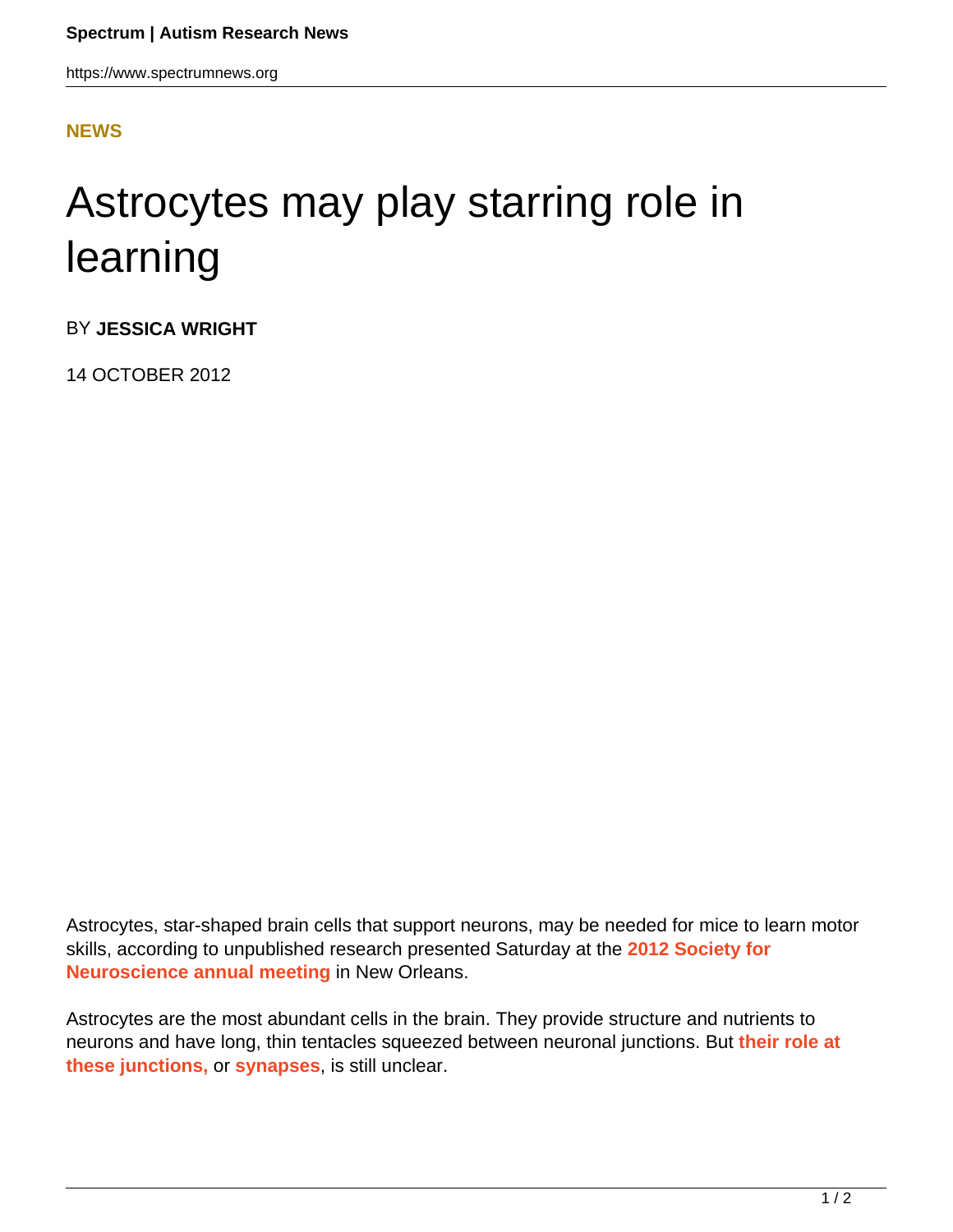**NEWS**

# Astrocytes may play starring role in learning

BY **JESSICA WRIGHT**

14 OCTOBER 2012

Astrocytes, star-shaped brain cells that support neurons, may be needed for mice to learn motor skills, according to unpublished research presented Saturday at the **2012 Society for Neuroscience annual meeting** in New Orleans.

Astrocytes are the most abundant cells in the brain. They provide structure and nutrients to neurons and have long, thin tentacles squeezed between neuronal junctions. But **their role at these junctions,** or **synapses**, is still unclear.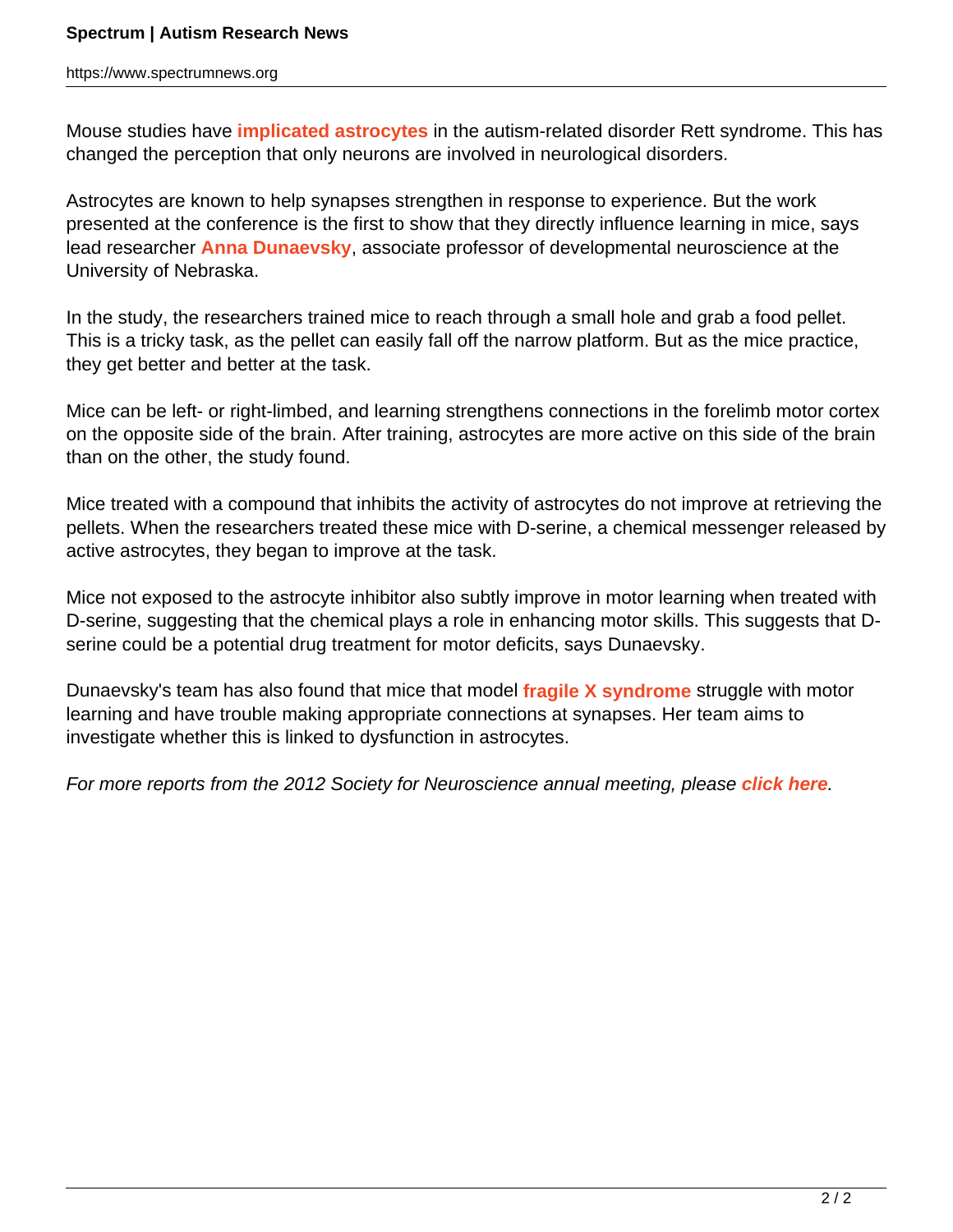Mouse studies have **implicated astrocytes** in the autism-related disorder Rett syndrome. This has changed the perception that only neurons are involved in neurological disorders.

Astrocytes are known to help synapses strengthen in response to experience. But the work presented at the conference is the first to show that they directly influence learning in mice, says lead researcher **Anna Dunaevsky**, associate professor of developmental neuroscience at the University of Nebraska.

In the study, the researchers trained mice to reach through a small hole and grab a food pellet. This is a tricky task, as the pellet can easily fall off the narrow platform. But as the mice practice, they get better and better at the task.

Mice can be left- or right-limbed, and learning strengthens connections in the forelimb motor cortex on the opposite side of the brain. After training, astrocytes are more active on this side of the brain than on the other, the study found.

Mice treated with a compound that inhibits the activity of astrocytes do not improve at retrieving the pellets. When the researchers treated these mice with D-serine, a chemical messenger released by active astrocytes, they began to improve at the task.

Mice not exposed to the astrocyte inhibitor also subtly improve in motor learning when treated with D-serine, suggesting that the chemical plays a role in enhancing motor skills. This suggests that D-serine could be a potential drug treatment for motor deficits, says Dunaevsky.

Dunaevsky's team has also found that mice that model **fragile X syndrome** struggle with motor learning and have trouble making appropriate connections at synapses. Her team aims to investigate whether this is linked to dysfunction in astrocytes.

*For more reports from the 2012 Society for Neuroscience annual meeting, please* ***click here****.*